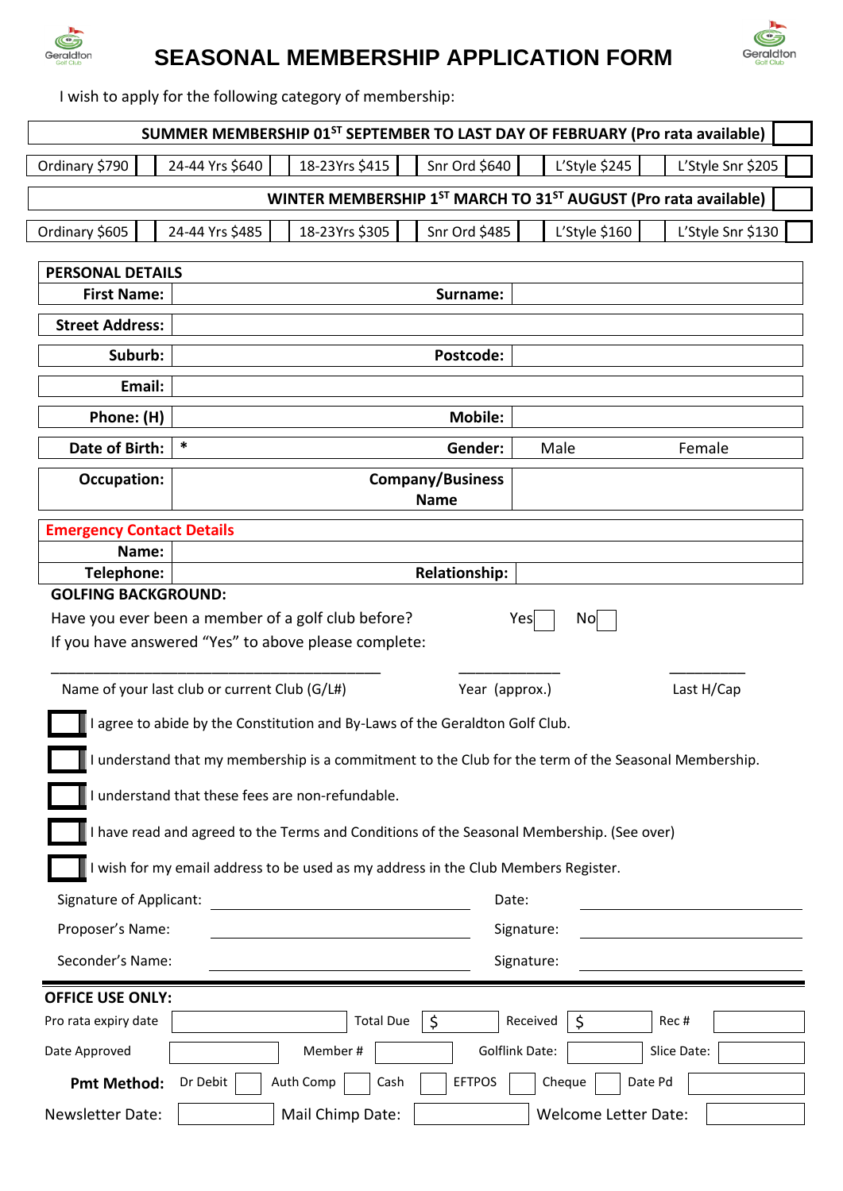Geraldton Golf Club

# SEASONAL MEMBERSHIP APPLICATION FORM

Geraldton Golf Club

I wish to apply for the following category of membership:

| SUMMER MEMBERSHIP 01ST SEPTEMBER TO LAST DAY OF FEBRUARY (Pro rata available) | | | | | |
|---|---|---|---|---|---|
| Ordinary $790 | 24-44 Yrs $640 | 18-23Yrs $415 | Snr Ord $640 | L'Style $245 | L'Style Snr $205 |

| WINTER MEMBERSHIP 1ST MARCH TO 31ST AUGUST (Pro rata available) | | | | | |
|---|---|---|---|---|---|
| Ordinary $605 | 24-44 Yrs $485 | 18-23Yrs $305 | Snr Ord $485 | L'Style $160 | L'Style Snr $130 |

| PERSONAL DETAILS | | | |
|---|---|---|---|
| First Name: | | Surname: | |
| Street Address: | | | |
| Suburb: | | Postcode: | |
| Email: | | | |
| Phone: (H) | | Mobile: | |
| Date of Birth: | * | Gender: | Male Female |
| Occupation: | | Company/Business Name | |

| Emergency Contact Details | | | |
|---|---|---|---|
| Name: | | | |
| Telephone: | | Relationship: | |

**GOLFING BACKGROUND:**

Have you ever been a member of a golf club before? Yes ☐ No ☐

If you have answered "Yes" to above please complete:

___________________________________ ____________ __________

Name of your last club or current Club (G/L#) Year (approx.) Last H/Cap

☐ I agree to abide by the Constitution and By-Laws of the Geraldton Golf Club.

☐ I understand that my membership is a commitment to the Club for the term of the Seasonal Membership.

☐ I understand that these fees are non-refundable.

☐ I have read and agreed to the Terms and Conditions of the Seasonal Membership. (See over)

☐ I wish for my email address to be used as my address in the Club Members Register.

Signature of Applicant: ______________________ Date: ______________________

Proposer's Name: ______________________ Signature: ______________________

Seconder's Name: ______________________ Signature: ______________________

**OFFICE USE ONLY:**

| | | | | | | | | | | |
|---|---|---|---|---|---|---|---|---|---|---|
| Pro rata expiry date | | Total Due | $ | | Received | $ | | Rec # | | |
| Date Approved | | Member # | | | Golflink Date: | | | Slice Date: | | |
| **Pmt Method:** | Dr Debit ☐ | Auth Comp ☐ | Cash ☐ | EFTPOS ☐ | Cheque ☐ | Date Pd | | | | |
| Newsletter Date: | | Mail Chimp Date: | | | Welcome Letter Date: | | | | | |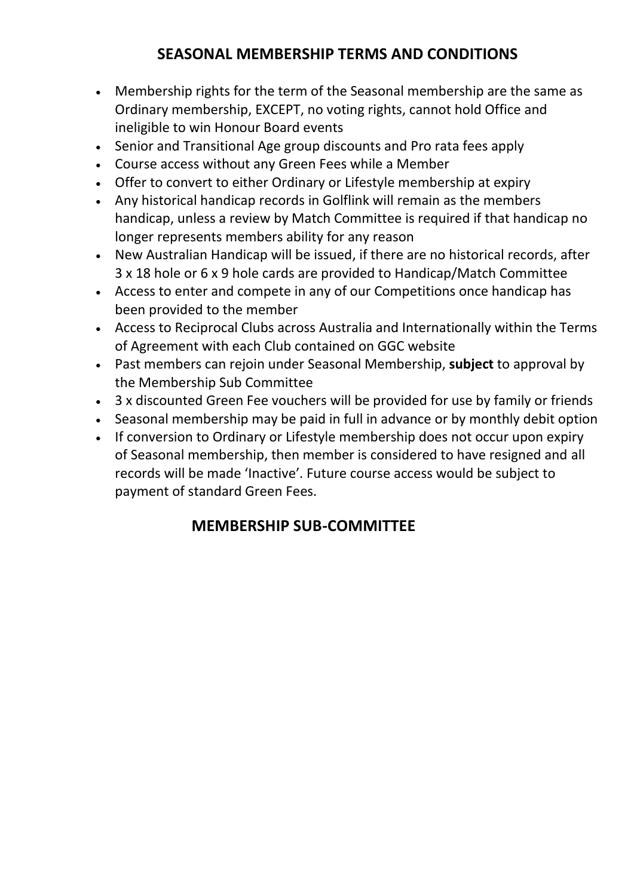## SEASONAL MEMBERSHIP TERMS AND CONDITIONS

- Membership rights for the term of the Seasonal membership are the same as Ordinary membership, EXCEPT, no voting rights, cannot hold Office and ineligible to win Honour Board events
- Senior and Transitional Age group discounts and Pro rata fees apply
- Course access without any Green Fees while a Member
- Offer to convert to either Ordinary or Lifestyle membership at expiry
- Any historical handicap records in Golflink will remain as the members handicap, unless a review by Match Committee is required if that handicap no longer represents members ability for any reason
- New Australian Handicap will be issued, if there are no historical records, after 3 x 18 hole or 6 x 9 hole cards are provided to Handicap/Match Committee
- Access to enter and compete in any of our Competitions once handicap has been provided to the member
- Access to Reciprocal Clubs across Australia and Internationally within the Terms of Agreement with each Club contained on GGC website
- Past members can rejoin under Seasonal Membership, **subject** to approval by the Membership Sub Committee
- 3 x discounted Green Fee vouchers will be provided for use by family or friends
- Seasonal membership may be paid in full in advance or by monthly debit option
- If conversion to Ordinary or Lifestyle membership does not occur upon expiry of Seasonal membership, then member is considered to have resigned and all records will be made 'Inactive'. Future course access would be subject to payment of standard Green Fees.

**MEMBERSHIP SUB-COMMITTEE**